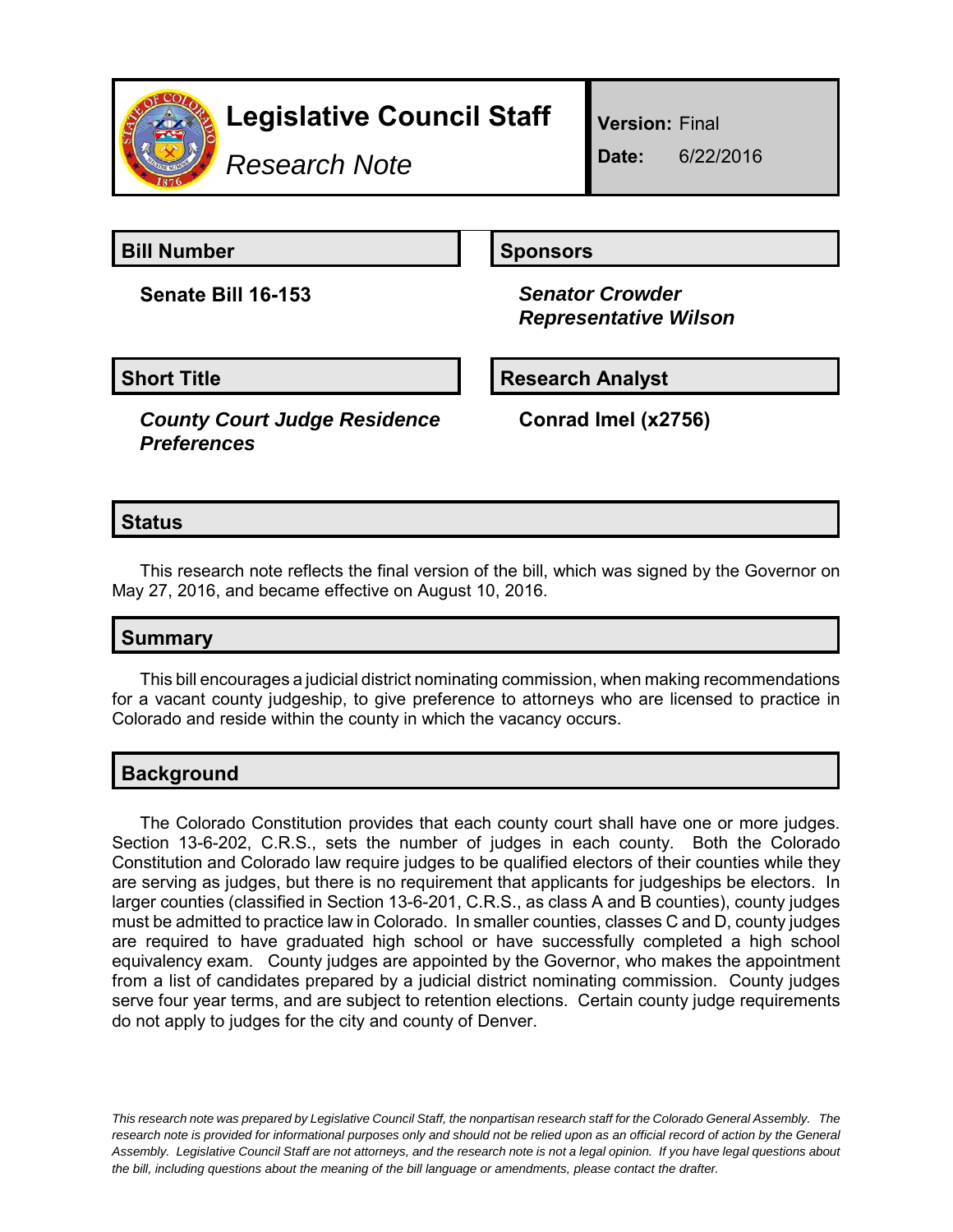# Legislative Council Staff

*Research Note*

**Version:** Final

**Date:** 6/22/2016

## Bill Number

**Senate Bill 16-153**

## Sponsors

***Senator Crowder***
***Representative Wilson***

## Short Title

***County Court Judge Residence Preferences***

## Research Analyst

**Conrad Imel (x2756)**

## Status

This research note reflects the final version of the bill, which was signed by the Governor on May 27, 2016, and became effective on August 10, 2016.

## Summary

This bill encourages a judicial district nominating commission, when making recommendations for a vacant county judgeship, to give preference to attorneys who are licensed to practice in Colorado and reside within the county in which the vacancy occurs.

## Background

The Colorado Constitution provides that each county court shall have one or more judges. Section 13-6-202, C.R.S., sets the number of judges in each county. Both the Colorado Constitution and Colorado law require judges to be qualified electors of their counties while they are serving as judges, but there is no requirement that applicants for judgeships be electors. In larger counties (classified in Section 13-6-201, C.R.S., as class A and B counties), county judges must be admitted to practice law in Colorado. In smaller counties, classes C and D, county judges are required to have graduated high school or have successfully completed a high school equivalency exam. County judges are appointed by the Governor, who makes the appointment from a list of candidates prepared by a judicial district nominating commission. County judges serve four year terms, and are subject to retention elections. Certain county judge requirements do not apply to judges for the city and county of Denver.

*This research note was prepared by Legislative Council Staff, the nonpartisan research staff for the Colorado General Assembly. The research note is provided for informational purposes only and should not be relied upon as an official record of action by the General Assembly. Legislative Council Staff are not attorneys, and the research note is not a legal opinion. If you have legal questions about the bill, including questions about the meaning of the bill language or amendments, please contact the drafter.*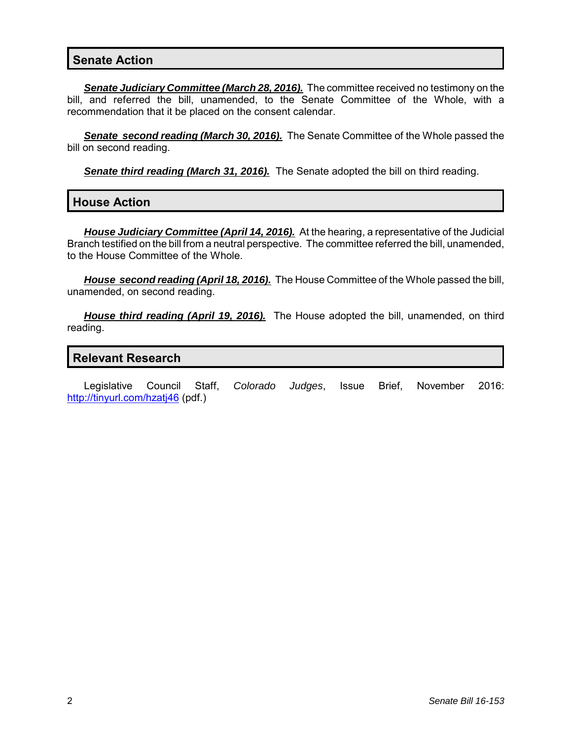## Senate Action

***Senate Judiciary Committee (March 28, 2016).*** The committee received no testimony on the bill, and referred the bill, unamended, to the Senate Committee of the Whole, with a recommendation that it be placed on the consent calendar.

***Senate second reading (March 30, 2016).*** The Senate Committee of the Whole passed the bill on second reading.

***Senate third reading (March 31, 2016).*** The Senate adopted the bill on third reading.

## House Action

***House Judiciary Committee (April 14, 2016).*** At the hearing, a representative of the Judicial Branch testified on the bill from a neutral perspective. The committee referred the bill, unamended, to the House Committee of the Whole.

***House second reading (April 18, 2016).*** The House Committee of the Whole passed the bill, unamended, on second reading.

***House third reading (April 19, 2016).*** The House adopted the bill, unamended, on third reading.

## Relevant Research

Legislative Council Staff, *Colorado Judges*, Issue Brief, November 2016: http://tinyurl.com/hzatj46 (pdf.)